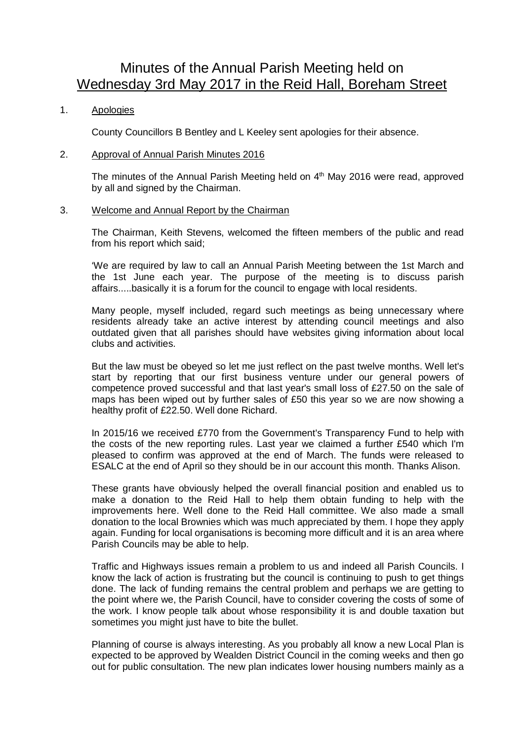# Minutes of the Annual Parish Meeting held on Wednesday 3rd May 2017 in the Reid Hall, Boreham Street

1. Apologies

   County Councillors B Bentley and L Keeley sent apologies for their absence.

2. Approval of Annual Parish Minutes 2016

   The minutes of the Annual Parish Meeting held on 4th May 2016 were read, approved by all and signed by the Chairman.

3. Welcome and Annual Report by the Chairman

   The Chairman, Keith Stevens, welcomed the fifteen members of the public and read from his report which said;

   'We are required by law to call an Annual Parish Meeting between the 1st March and the 1st June each year. The purpose of the meeting is to discuss parish affairs.....basically it is a forum for the council to engage with local residents.

   Many people, myself included, regard such meetings as being unnecessary where residents already take an active interest by attending council meetings and also outdated given that all parishes should have websites giving information about local clubs and activities.

   But the law must be obeyed so let me just reflect on the past twelve months. Well let's start by reporting that our first business venture under our general powers of competence proved successful and that last year's small loss of £27.50 on the sale of maps has been wiped out by further sales of £50 this year so we are now showing a healthy profit of £22.50. Well done Richard.

   In 2015/16 we received £770 from the Government's Transparency Fund to help with the costs of the new reporting rules. Last year we claimed a further £540 which I'm pleased to confirm was approved at the end of March. The funds were released to ESALC at the end of April so they should be in our account this month. Thanks Alison.

   These grants have obviously helped the overall financial position and enabled us to make a donation to the Reid Hall to help them obtain funding to help with the improvements here. Well done to the Reid Hall committee. We also made a small donation to the local Brownies which was much appreciated by them. I hope they apply again. Funding for local organisations is becoming more difficult and it is an area where Parish Councils may be able to help.

   Traffic and Highways issues remain a problem to us and indeed all Parish Councils. I know the lack of action is frustrating but the council is continuing to push to get things done. The lack of funding remains the central problem and perhaps we are getting to the point where we, the Parish Council, have to consider covering the costs of some of the work. I know people talk about whose responsibility it is and double taxation but sometimes you might just have to bite the bullet.

   Planning of course is always interesting. As you probably all know a new Local Plan is expected to be approved by Wealden District Council in the coming weeks and then go out for public consultation. The new plan indicates lower housing numbers mainly as a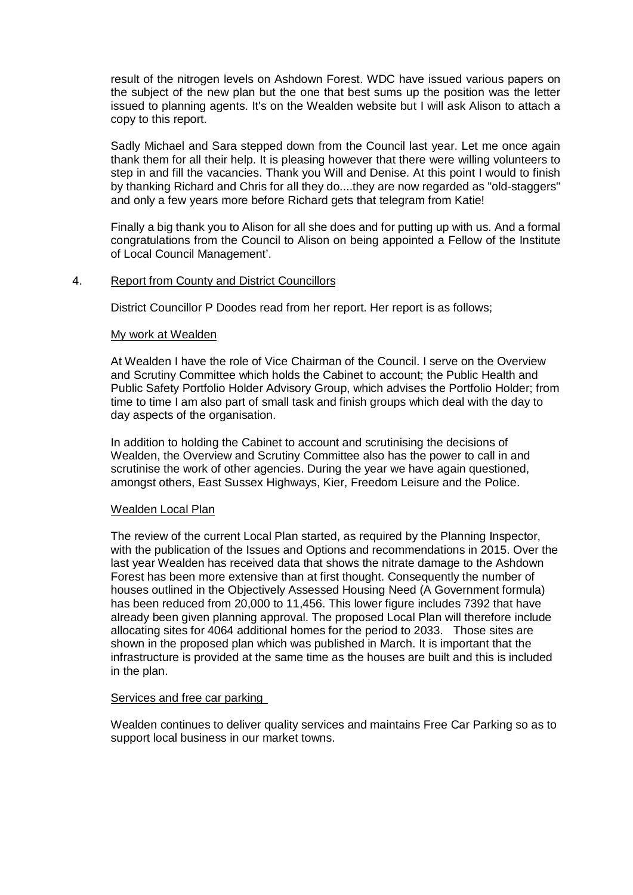result of the nitrogen levels on Ashdown Forest. WDC have issued various papers on the subject of the new plan but the one that best sums up the position was the letter issued to planning agents. It's on the Wealden website but I will ask Alison to attach a copy to this report.

Sadly Michael and Sara stepped down from the Council last year. Let me once again thank them for all their help. It is pleasing however that there were willing volunteers to step in and fill the vacancies. Thank you Will and Denise. At this point I would to finish by thanking Richard and Chris for all they do....they are now regarded as "old-staggers" and only a few years more before Richard gets that telegram from Katie!

Finally a big thank you to Alison for all she does and for putting up with us. And a formal congratulations from the Council to Alison on being appointed a Fellow of the Institute of Local Council Management'.

4. Report from County and District Councillors

District Councillor P Doodes read from her report. Her report is as follows;

My work at Wealden

At Wealden I have the role of Vice Chairman of the Council. I serve on the Overview and Scrutiny Committee which holds the Cabinet to account; the Public Health and Public Safety Portfolio Holder Advisory Group, which advises the Portfolio Holder; from time to time I am also part of small task and finish groups which deal with the day to day aspects of the organisation.

In addition to holding the Cabinet to account and scrutinising the decisions of Wealden, the Overview and Scrutiny Committee also has the power to call in and scrutinise the work of other agencies. During the year we have again questioned, amongst others, East Sussex Highways, Kier, Freedom Leisure and the Police.

Wealden Local Plan

The review of the current Local Plan started, as required by the Planning Inspector, with the publication of the Issues and Options and recommendations in 2015. Over the last year Wealden has received data that shows the nitrate damage to the Ashdown Forest has been more extensive than at first thought. Consequently the number of houses outlined in the Objectively Assessed Housing Need (A Government formula) has been reduced from 20,000 to 11,456. This lower figure includes 7392 that have already been given planning approval. The proposed Local Plan will therefore include allocating sites for 4064 additional homes for the period to 2033. Those sites are shown in the proposed plan which was published in March. It is important that the infrastructure is provided at the same time as the houses are built and this is included in the plan.

Services and free car parking

Wealden continues to deliver quality services and maintains Free Car Parking so as to support local business in our market towns.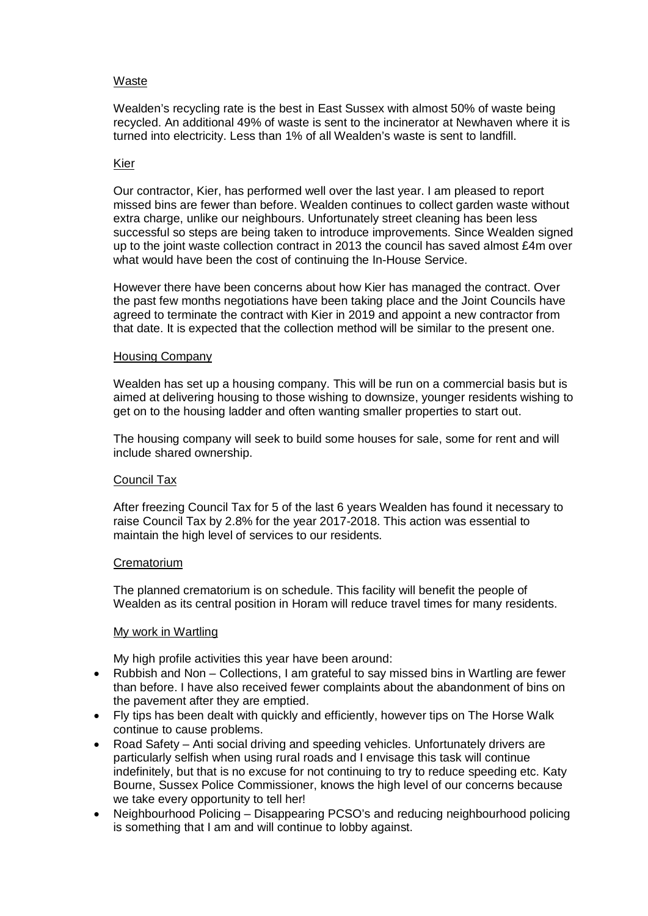## Waste

Wealden's recycling rate is the best in East Sussex with almost 50% of waste being recycled. An additional 49% of waste is sent to the incinerator at Newhaven where it is turned into electricity. Less than 1% of all Wealden's waste is sent to landfill.

## Kier

Our contractor, Kier, has performed well over the last year. I am pleased to report missed bins are fewer than before. Wealden continues to collect garden waste without extra charge, unlike our neighbours. Unfortunately street cleaning has been less successful so steps are being taken to introduce improvements. Since Wealden signed up to the joint waste collection contract in 2013 the council has saved almost £4m over what would have been the cost of continuing the In-House Service.

However there have been concerns about how Kier has managed the contract. Over the past few months negotiations have been taking place and the Joint Councils have agreed to terminate the contract with Kier in 2019 and appoint a new contractor from that date. It is expected that the collection method will be similar to the present one.

## Housing Company

Wealden has set up a housing company. This will be run on a commercial basis but is aimed at delivering housing to those wishing to downsize, younger residents wishing to get on to the housing ladder and often wanting smaller properties to start out.

The housing company will seek to build some houses for sale, some for rent and will include shared ownership.

## Council Tax

After freezing Council Tax for 5 of the last 6 years Wealden has found it necessary to raise Council Tax by 2.8% for the year 2017-2018. This action was essential to maintain the high level of services to our residents.

## Crematorium

The planned crematorium is on schedule. This facility will benefit the people of Wealden as its central position in Horam will reduce travel times for many residents.

## My work in Wartling

My high profile activities this year have been around:

- Rubbish and Non – Collections, I am grateful to say missed bins in Wartling are fewer than before. I have also received fewer complaints about the abandonment of bins on the pavement after they are emptied.
- Fly tips has been dealt with quickly and efficiently, however tips on The Horse Walk continue to cause problems.
- Road Safety – Anti social driving and speeding vehicles. Unfortunately drivers are particularly selfish when using rural roads and I envisage this task will continue indefinitely, but that is no excuse for not continuing to try to reduce speeding etc. Katy Bourne, Sussex Police Commissioner, knows the high level of our concerns because we take every opportunity to tell her!
- Neighbourhood Policing – Disappearing PCSO's and reducing neighbourhood policing is something that I am and will continue to lobby against.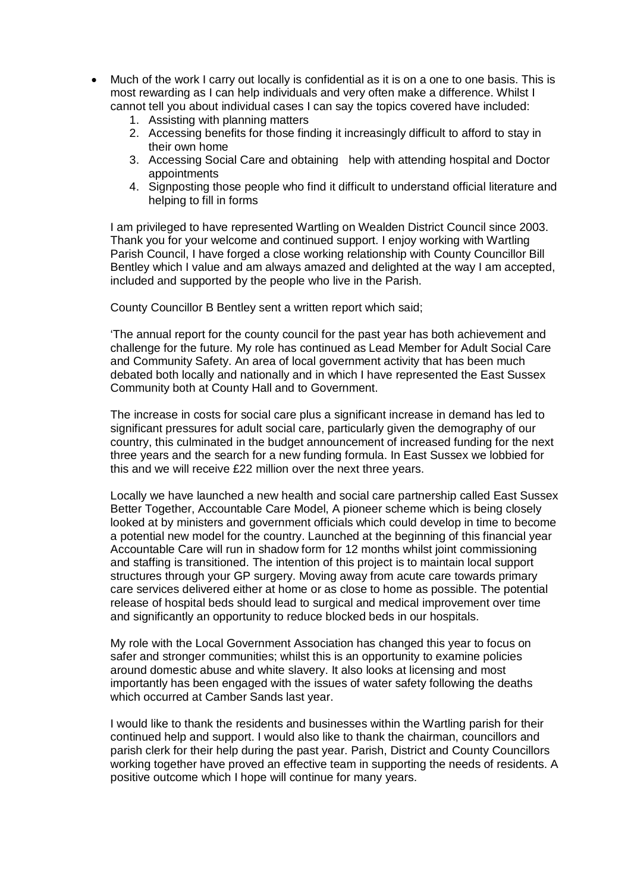- Much of the work I carry out locally is confidential as it is on a one to one basis. This is most rewarding as I can help individuals and very often make a difference. Whilst I cannot tell you about individual cases I can say the topics covered have included:
    1. Assisting with planning matters
    2. Accessing benefits for those finding it increasingly difficult to afford to stay in their own home
    3. Accessing Social Care and obtaining help with attending hospital and Doctor appointments
    4. Signposting those people who find it difficult to understand official literature and helping to fill in forms

I am privileged to have represented Wartling on Wealden District Council since 2003. Thank you for your welcome and continued support. I enjoy working with Wartling Parish Council, I have forged a close working relationship with County Councillor Bill Bentley which I value and am always amazed and delighted at the way I am accepted, included and supported by the people who live in the Parish.

County Councillor B Bentley sent a written report which said;

'The annual report for the county council for the past year has both achievement and challenge for the future. My role has continued as Lead Member for Adult Social Care and Community Safety. An area of local government activity that has been much debated both locally and nationally and in which I have represented the East Sussex Community both at County Hall and to Government.

The increase in costs for social care plus a significant increase in demand has led to significant pressures for adult social care, particularly given the demography of our country, this culminated in the budget announcement of increased funding for the next three years and the search for a new funding formula. In East Sussex we lobbied for this and we will receive £22 million over the next three years.

Locally we have launched a new health and social care partnership called East Sussex Better Together, Accountable Care Model, A pioneer scheme which is being closely looked at by ministers and government officials which could develop in time to become a potential new model for the country. Launched at the beginning of this financial year Accountable Care will run in shadow form for 12 months whilst joint commissioning and staffing is transitioned. The intention of this project is to maintain local support structures through your GP surgery. Moving away from acute care towards primary care services delivered either at home or as close to home as possible. The potential release of hospital beds should lead to surgical and medical improvement over time and significantly an opportunity to reduce blocked beds in our hospitals.

My role with the Local Government Association has changed this year to focus on safer and stronger communities; whilst this is an opportunity to examine policies around domestic abuse and white slavery. It also looks at licensing and most importantly has been engaged with the issues of water safety following the deaths which occurred at Camber Sands last year.

I would like to thank the residents and businesses within the Wartling parish for their continued help and support. I would also like to thank the chairman, councillors and parish clerk for their help during the past year. Parish, District and County Councillors working together have proved an effective team in supporting the needs of residents. A positive outcome which I hope will continue for many years.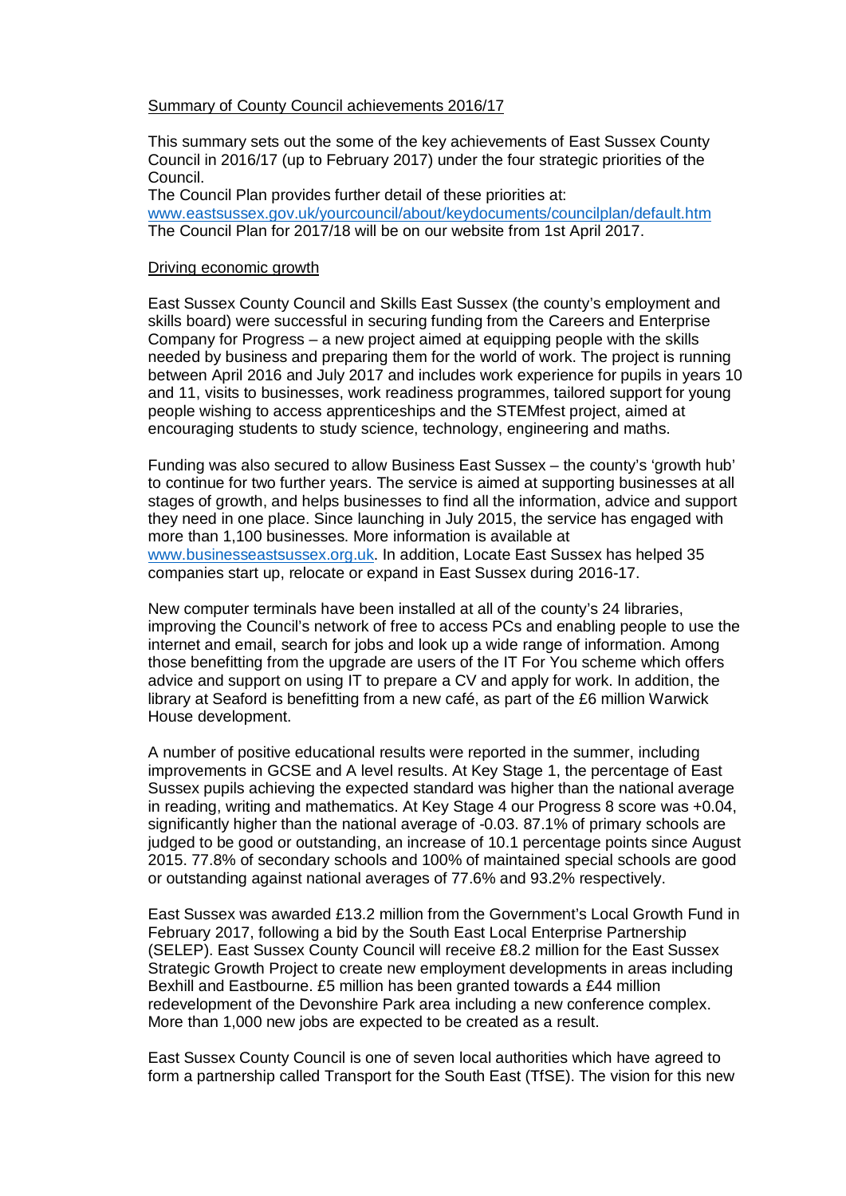## Summary of County Council achievements 2016/17

This summary sets out the some of the key achievements of East Sussex County Council in 2016/17 (up to February 2017) under the four strategic priorities of the Council.

The Council Plan provides further detail of these priorities at: [www.eastsussex.gov.uk/yourcouncil/about/keydocuments/councilplan/default.htm](http://www.eastsussex.gov.uk/yourcouncil/about/keydocuments/councilplan/default.htm)
The Council Plan for 2017/18 will be on our website from 1st April 2017.

### Driving economic growth

East Sussex County Council and Skills East Sussex (the county's employment and skills board) were successful in securing funding from the Careers and Enterprise Company for Progress – a new project aimed at equipping people with the skills needed by business and preparing them for the world of work. The project is running between April 2016 and July 2017 and includes work experience for pupils in years 10 and 11, visits to businesses, work readiness programmes, tailored support for young people wishing to access apprenticeships and the STEMfest project, aimed at encouraging students to study science, technology, engineering and maths.

Funding was also secured to allow Business East Sussex – the county's 'growth hub' to continue for two further years. The service is aimed at supporting businesses at all stages of growth, and helps businesses to find all the information, advice and support they need in one place. Since launching in July 2015, the service has engaged with more than 1,100 businesses. More information is available at [www.businesseastsussex.org.uk](http://www.businesseastsussex.org.uk). In addition, Locate East Sussex has helped 35 companies start up, relocate or expand in East Sussex during 2016-17.

New computer terminals have been installed at all of the county's 24 libraries, improving the Council's network of free to access PCs and enabling people to use the internet and email, search for jobs and look up a wide range of information. Among those benefitting from the upgrade are users of the IT For You scheme which offers advice and support on using IT to prepare a CV and apply for work. In addition, the library at Seaford is benefitting from a new café, as part of the £6 million Warwick House development.

A number of positive educational results were reported in the summer, including improvements in GCSE and A level results. At Key Stage 1, the percentage of East Sussex pupils achieving the expected standard was higher than the national average in reading, writing and mathematics. At Key Stage 4 our Progress 8 score was +0.04, significantly higher than the national average of -0.03. 87.1% of primary schools are judged to be good or outstanding, an increase of 10.1 percentage points since August 2015. 77.8% of secondary schools and 100% of maintained special schools are good or outstanding against national averages of 77.6% and 93.2% respectively.

East Sussex was awarded £13.2 million from the Government's Local Growth Fund in February 2017, following a bid by the South East Local Enterprise Partnership (SELEP). East Sussex County Council will receive £8.2 million for the East Sussex Strategic Growth Project to create new employment developments in areas including Bexhill and Eastbourne. £5 million has been granted towards a £44 million redevelopment of the Devonshire Park area including a new conference complex. More than 1,000 new jobs are expected to be created as a result.

East Sussex County Council is one of seven local authorities which have agreed to form a partnership called Transport for the South East (TfSE). The vision for this new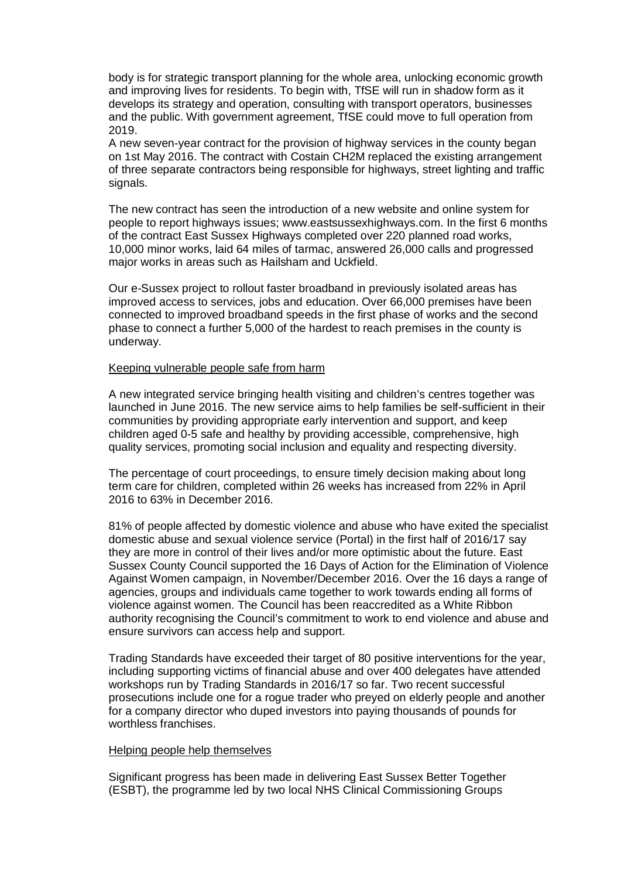body is for strategic transport planning for the whole area, unlocking economic growth and improving lives for residents. To begin with, TfSE will run in shadow form as it develops its strategy and operation, consulting with transport operators, businesses and the public. With government agreement, TfSE could move to full operation from 2019.

A new seven-year contract for the provision of highway services in the county began on 1st May 2016. The contract with Costain CH2M replaced the existing arrangement of three separate contractors being responsible for highways, street lighting and traffic signals.

The new contract has seen the introduction of a new website and online system for people to report highways issues; www.eastsussexhighways.com. In the first 6 months of the contract East Sussex Highways completed over 220 planned road works, 10,000 minor works, laid 64 miles of tarmac, answered 26,000 calls and progressed major works in areas such as Hailsham and Uckfield.

Our e-Sussex project to rollout faster broadband in previously isolated areas has improved access to services, jobs and education. Over 66,000 premises have been connected to improved broadband speeds in the first phase of works and the second phase to connect a further 5,000 of the hardest to reach premises in the county is underway.

<u>Keeping vulnerable people safe from harm</u>

A new integrated service bringing health visiting and children's centres together was launched in June 2016. The new service aims to help families be self-sufficient in their communities by providing appropriate early intervention and support, and keep children aged 0-5 safe and healthy by providing accessible, comprehensive, high quality services, promoting social inclusion and equality and respecting diversity.

The percentage of court proceedings, to ensure timely decision making about long term care for children, completed within 26 weeks has increased from 22% in April 2016 to 63% in December 2016.

81% of people affected by domestic violence and abuse who have exited the specialist domestic abuse and sexual violence service (Portal) in the first half of 2016/17 say they are more in control of their lives and/or more optimistic about the future. East Sussex County Council supported the 16 Days of Action for the Elimination of Violence Against Women campaign, in November/December 2016. Over the 16 days a range of agencies, groups and individuals came together to work towards ending all forms of violence against women. The Council has been reaccredited as a White Ribbon authority recognising the Council's commitment to work to end violence and abuse and ensure survivors can access help and support.

Trading Standards have exceeded their target of 80 positive interventions for the year, including supporting victims of financial abuse and over 400 delegates have attended workshops run by Trading Standards in 2016/17 so far. Two recent successful prosecutions include one for a rogue trader who preyed on elderly people and another for a company director who duped investors into paying thousands of pounds for worthless franchises.

<u>Helping people help themselves</u>

Significant progress has been made in delivering East Sussex Better Together (ESBT), the programme led by two local NHS Clinical Commissioning Groups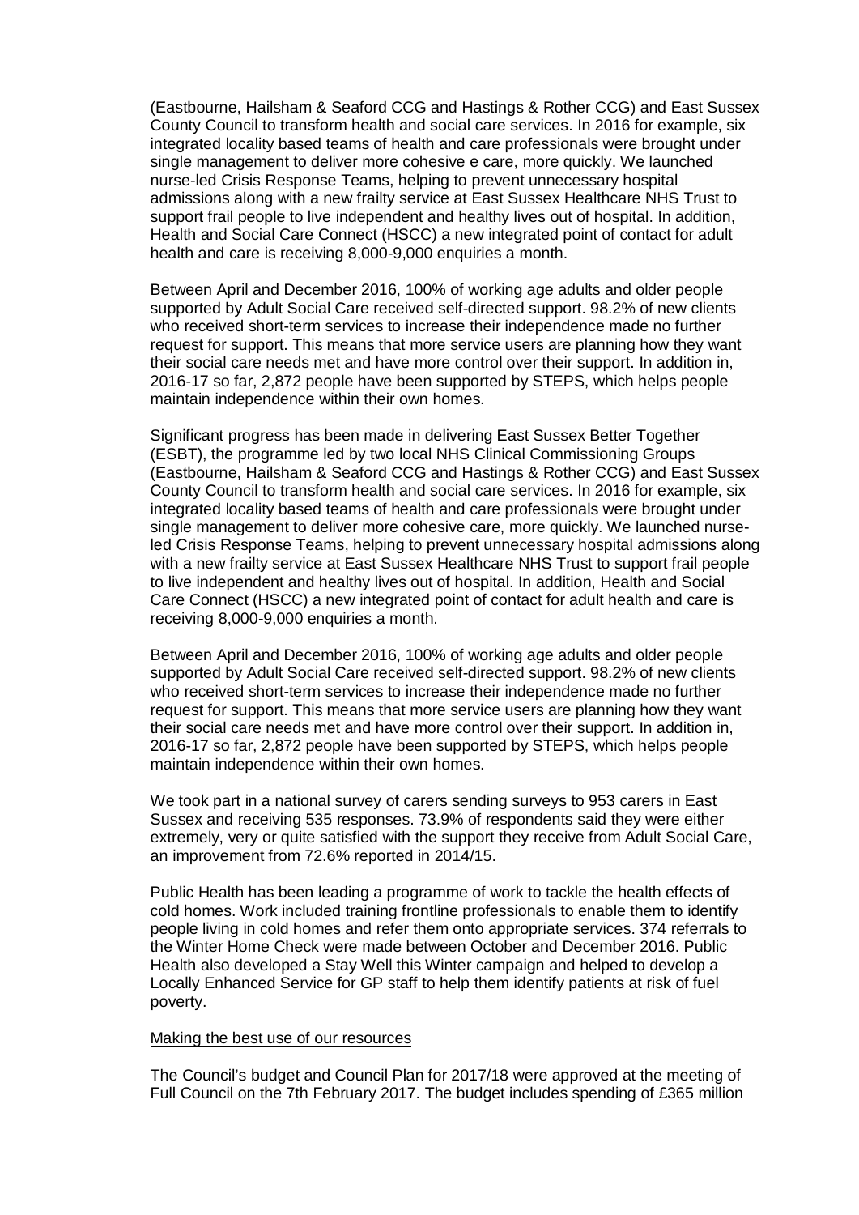(Eastbourne, Hailsham & Seaford CCG and Hastings & Rother CCG) and East Sussex County Council to transform health and social care services. In 2016 for example, six integrated locality based teams of health and care professionals were brought under single management to deliver more cohesive e care, more quickly. We launched nurse-led Crisis Response Teams, helping to prevent unnecessary hospital admissions along with a new frailty service at East Sussex Healthcare NHS Trust to support frail people to live independent and healthy lives out of hospital. In addition, Health and Social Care Connect (HSCC) a new integrated point of contact for adult health and care is receiving 8,000-9,000 enquiries a month.

Between April and December 2016, 100% of working age adults and older people supported by Adult Social Care received self-directed support. 98.2% of new clients who received short-term services to increase their independence made no further request for support. This means that more service users are planning how they want their social care needs met and have more control over their support. In addition in, 2016-17 so far, 2,872 people have been supported by STEPS, which helps people maintain independence within their own homes.

Significant progress has been made in delivering East Sussex Better Together (ESBT), the programme led by two local NHS Clinical Commissioning Groups (Eastbourne, Hailsham & Seaford CCG and Hastings & Rother CCG) and East Sussex County Council to transform health and social care services. In 2016 for example, six integrated locality based teams of health and care professionals were brought under single management to deliver more cohesive care, more quickly. We launched nurse-led Crisis Response Teams, helping to prevent unnecessary hospital admissions along with a new frailty service at East Sussex Healthcare NHS Trust to support frail people to live independent and healthy lives out of hospital. In addition, Health and Social Care Connect (HSCC) a new integrated point of contact for adult health and care is receiving 8,000-9,000 enquiries a month.

Between April and December 2016, 100% of working age adults and older people supported by Adult Social Care received self-directed support. 98.2% of new clients who received short-term services to increase their independence made no further request for support. This means that more service users are planning how they want their social care needs met and have more control over their support. In addition in, 2016-17 so far, 2,872 people have been supported by STEPS, which helps people maintain independence within their own homes.

We took part in a national survey of carers sending surveys to 953 carers in East Sussex and receiving 535 responses. 73.9% of respondents said they were either extremely, very or quite satisfied with the support they receive from Adult Social Care, an improvement from 72.6% reported in 2014/15.

Public Health has been leading a programme of work to tackle the health effects of cold homes. Work included training frontline professionals to enable them to identify people living in cold homes and refer them onto appropriate services. 374 referrals to the Winter Home Check were made between October and December 2016. Public Health also developed a Stay Well this Winter campaign and helped to develop a Locally Enhanced Service for GP staff to help them identify patients at risk of fuel poverty.

Making the best use of our resources

The Council's budget and Council Plan for 2017/18 were approved at the meeting of Full Council on the 7th February 2017. The budget includes spending of £365 million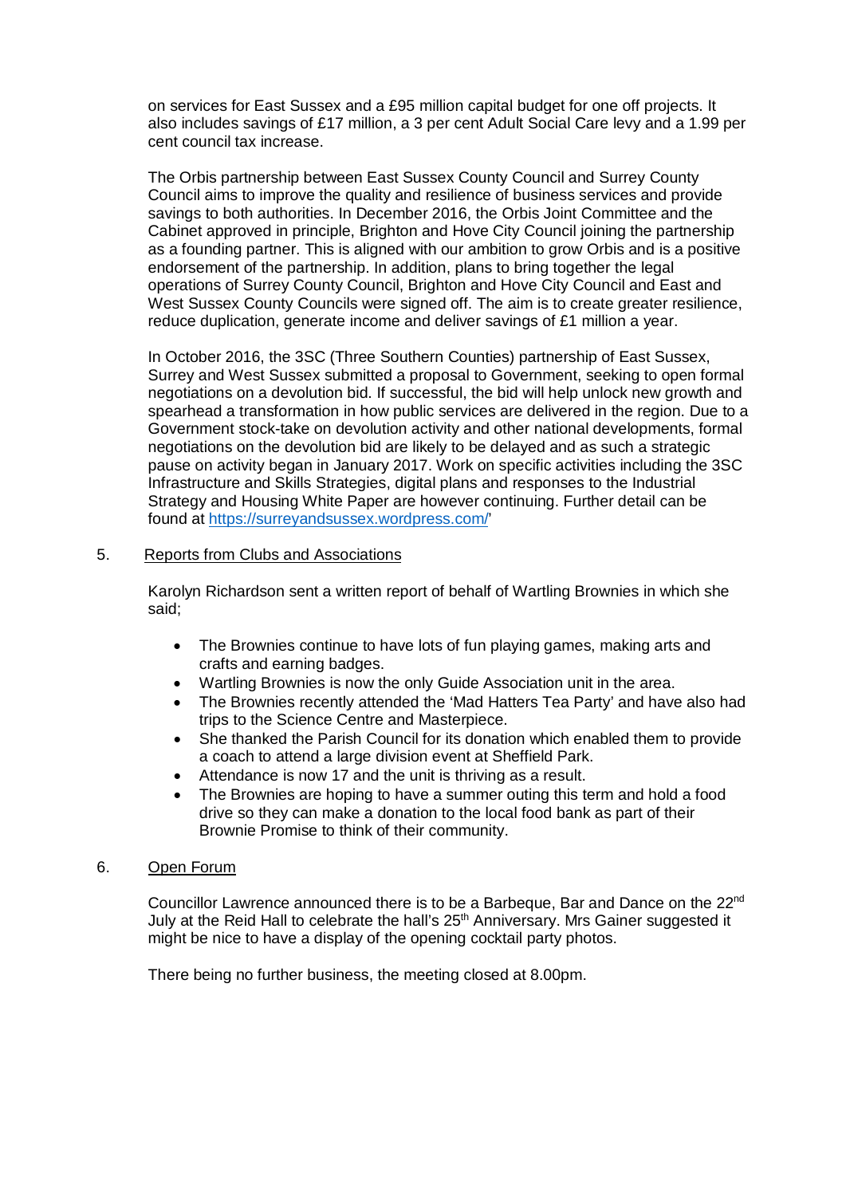on services for East Sussex and a £95 million capital budget for one off projects. It also includes savings of £17 million, a 3 per cent Adult Social Care levy and a 1.99 per cent council tax increase.

The Orbis partnership between East Sussex County Council and Surrey County Council aims to improve the quality and resilience of business services and provide savings to both authorities. In December 2016, the Orbis Joint Committee and the Cabinet approved in principle, Brighton and Hove City Council joining the partnership as a founding partner. This is aligned with our ambition to grow Orbis and is a positive endorsement of the partnership. In addition, plans to bring together the legal operations of Surrey County Council, Brighton and Hove City Council and East and West Sussex County Councils were signed off. The aim is to create greater resilience, reduce duplication, generate income and deliver savings of £1 million a year.

In October 2016, the 3SC (Three Southern Counties) partnership of East Sussex, Surrey and West Sussex submitted a proposal to Government, seeking to open formal negotiations on a devolution bid. If successful, the bid will help unlock new growth and spearhead a transformation in how public services are delivered in the region. Due to a Government stock-take on devolution activity and other national developments, formal negotiations on the devolution bid are likely to be delayed and as such a strategic pause on activity began in January 2017. Work on specific activities including the 3SC Infrastructure and Skills Strategies, digital plans and responses to the Industrial Strategy and Housing White Paper are however continuing. Further detail can be found at https://surreyandsussex.wordpress.com/'

5. Reports from Clubs and Associations

Karolyn Richardson sent a written report of behalf of Wartling Brownies in which she said;

- The Brownies continue to have lots of fun playing games, making arts and crafts and earning badges.
- Wartling Brownies is now the only Guide Association unit in the area.
- The Brownies recently attended the 'Mad Hatters Tea Party' and have also had trips to the Science Centre and Masterpiece.
- She thanked the Parish Council for its donation which enabled them to provide a coach to attend a large division event at Sheffield Park.
- Attendance is now 17 and the unit is thriving as a result.
- The Brownies are hoping to have a summer outing this term and hold a food drive so they can make a donation to the local food bank as part of their Brownie Promise to think of their community.

6. Open Forum

Councillor Lawrence announced there is to be a Barbeque, Bar and Dance on the 22nd July at the Reid Hall to celebrate the hall's 25th Anniversary. Mrs Gainer suggested it might be nice to have a display of the opening cocktail party photos.

There being no further business, the meeting closed at 8.00pm.